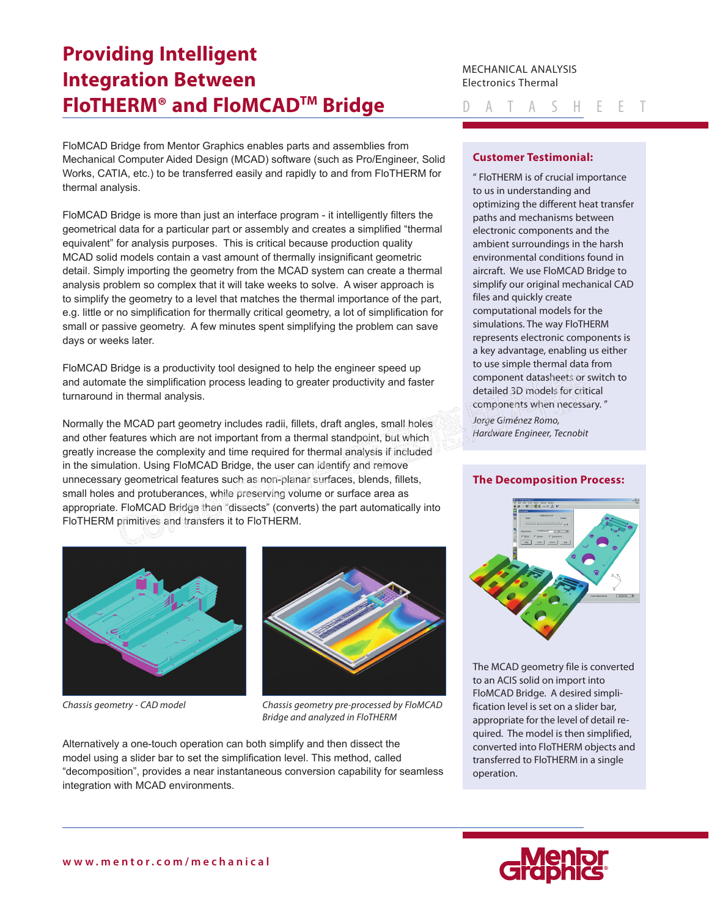# Providing Intelligent Integration Between FloTHERM® and FloMCAD™ Bridge

MECHANICAL ANALYSIS
Electronics Thermal

DATASHEET

FloMCAD Bridge from Mentor Graphics enables parts and assemblies from Mechanical Computer Aided Design (MCAD) software (such as Pro/Engineer, Solid Works, CATIA, etc.) to be transferred easily and rapidly to and from FloTHERM for thermal analysis.

FloMCAD Bridge is more than just an interface program - it intelligently filters the geometrical data for a particular part or assembly and creates a simplified "thermal equivalent" for analysis purposes. This is critical because production quality MCAD solid models contain a vast amount of thermally insignificant geometric detail. Simply importing the geometry from the MCAD system can create a thermal analysis problem so complex that it will take weeks to solve. A wiser approach is to simplify the geometry to a level that matches the thermal importance of the part, e.g. little or no simplification for thermally critical geometry, a lot of simplification for small or passive geometry. A few minutes spent simplifying the problem can save days or weeks later.

FloMCAD Bridge is a productivity tool designed to help the engineer speed up and automate the simplification process leading to greater productivity and faster turnaround in thermal analysis.

Normally the MCAD part geometry includes radii, fillets, draft angles, small holes and other features which are not important from a thermal standpoint, but which greatly increase the complexity and time required for thermal analysis if included in the simulation. Using FloMCAD Bridge, the user can identify and remove unnecessary geometrical features such as non-planar surfaces, blends, fillets, small holes and protuberances, while preserving volume or surface area as appropriate. FloMCAD Bridge then "dissects" (converts) the part automatically into FloTHERM primitives and transfers it to FloTHERM.

*Chassis geometry - CAD model*

*Chassis geometry pre-processed by FloMCAD Bridge and analyzed in FloTHERM*

Alternatively a one-touch operation can both simplify and then dissect the model using a slider bar to set the simplification level. This method, called "decomposition", provides a near instantaneous conversion capability for seamless integration with MCAD environments.

## Customer Testimonial:

" FloTHERM is of crucial importance to us in understanding and optimizing the different heat transfer paths and mechanisms between electronic components and the ambient surroundings in the harsh environmental conditions found in aircraft. We use FloMCAD Bridge to simplify our original mechanical CAD files and quickly create computational models for the simulations. The way FloTHERM represents electronic components is a key advantage, enabling us either to use simple thermal data from component datasheets or switch to detailed 3D models for critical components when necessary. "

*Jorge Giménez Romo, Hardware Engineer, Tecnobit*

## The Decomposition Process:

The MCAD geometry file is converted to an ACIS solid on import into FloMCAD Bridge. A desired simplification level is set on a slider bar, appropriate for the level of detail required. The model is then simplified, converted into FloTHERM objects and transferred to FloTHERM in a single operation.

www.mentor.com/mechanical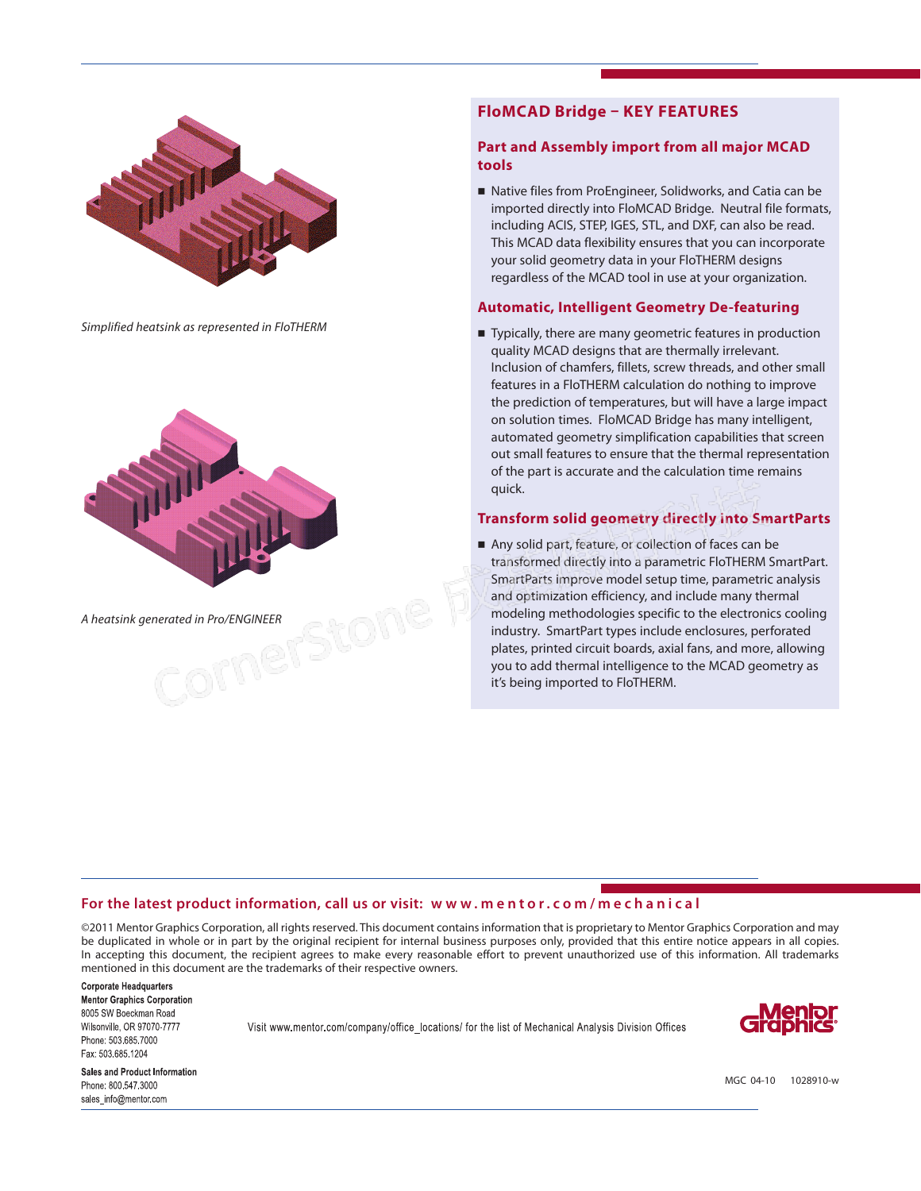Simplified heatsink as represented in FloTHERM

A heatsink generated in Pro/ENGINEER

## FloMCAD Bridge – KEY FEATURES

### Part and Assembly import from all major MCAD tools

- Native files from ProEngineer, Solidworks, and Catia can be imported directly into FloMCAD Bridge. Neutral file formats, including ACIS, STEP, IGES, STL, and DXF, can also be read. This MCAD data flexibility ensures that you can incorporate your solid geometry data in your FloTHERM designs regardless of the MCAD tool in use at your organization.

### Automatic, Intelligent Geometry De-featuring

- Typically, there are many geometric features in production quality MCAD designs that are thermally irrelevant. Inclusion of chamfers, fillets, screw threads, and other small features in a FloTHERM calculation do nothing to improve the prediction of temperatures, but will have a large impact on solution times. FloMCAD Bridge has many intelligent, automated geometry simplification capabilities that screen out small features to ensure that the thermal representation of the part is accurate and the calculation time remains quick.

### Transform solid geometry directly into SmartParts

- Any solid part, feature, or collection of faces can be transformed directly into a parametric FloTHERM SmartPart. SmartParts improve model setup time, parametric analysis and optimization efficiency, and include many thermal modeling methodologies specific to the electronics cooling industry. SmartPart types include enclosures, perforated plates, printed circuit boards, axial fans, and more, allowing you to add thermal intelligence to the MCAD geometry as it's being imported to FloTHERM.

**For the latest product information, call us or visit: www.mentor.com/mechanical**

©2011 Mentor Graphics Corporation, all rights reserved. This document contains information that is proprietary to Mentor Graphics Corporation and may be duplicated in whole or in part by the original recipient for internal business purposes only, provided that this entire notice appears in all copies. In accepting this document, the recipient agrees to make every reasonable effort to prevent unauthorized use of this information. All trademarks mentioned in this document are the trademarks of their respective owners.

**Corporate Headquarters**
**Mentor Graphics Corporation**
8005 SW Boeckman Road
Wilsonville, OR 97070-7777
Phone: 503.685.7000
Fax: 503.685.1204

**Sales and Product Information**
Phone: 800.547.3000
sales_info@mentor.com

Visit www.mentor.com/company/office_locations/ for the list of Mechanical Analysis Division Offices

Mentor Graphics®

MGC 04-10 1028910-w